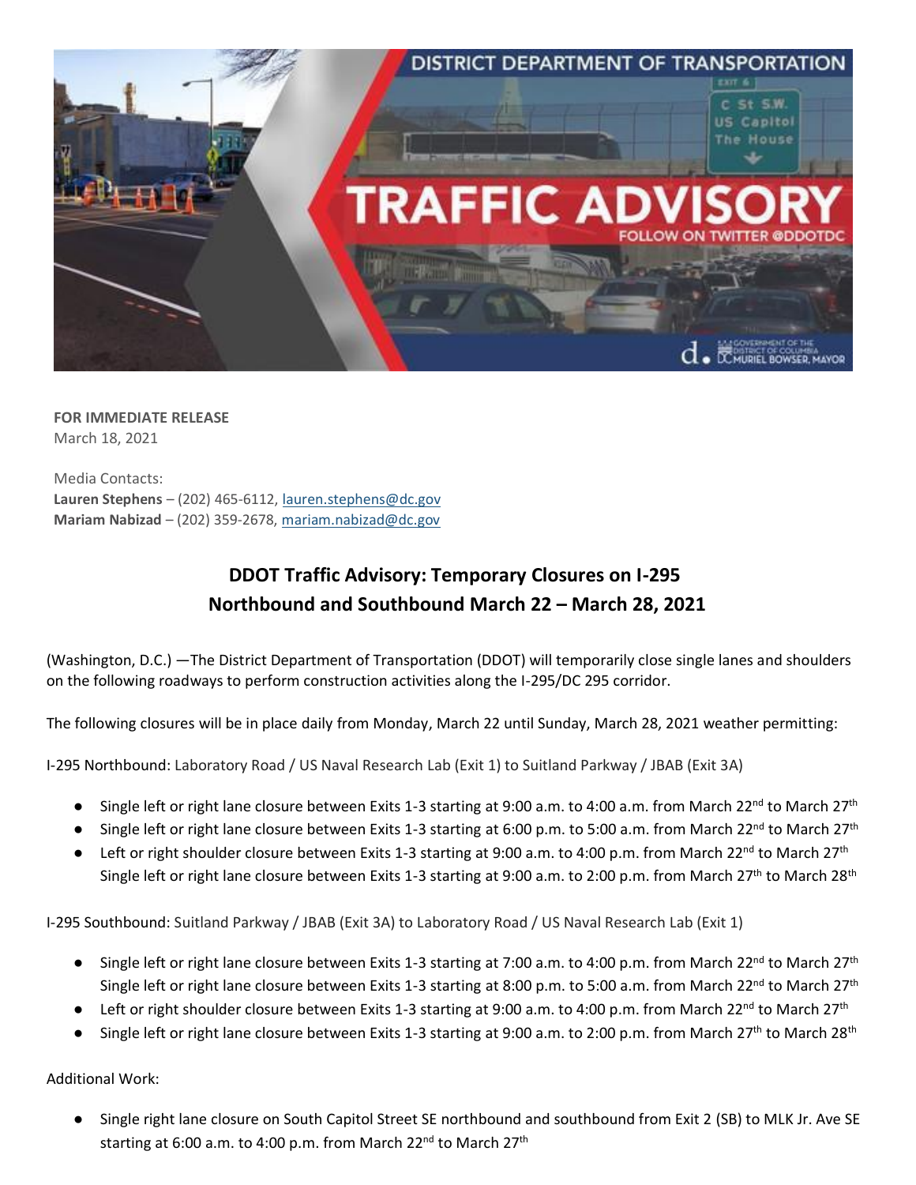FOR IMMEDIATE RELEASE
March 18, 2021

Media Contacts:
**Lauren Stephens** – (202) 465-6112, lauren.stephens@dc.gov
**Mariam Nabizad** – (202) 359-2678, mariam.nabizad@dc.gov

# DDOT Traffic Advisory: Temporary Closures on I-295 Northbound and Southbound March 22 – March 28, 2021

(Washington, D.C.) —The District Department of Transportation (DDOT) will temporarily close single lanes and shoulders on the following roadways to perform construction activities along the I-295/DC 295 corridor.

The following closures will be in place daily from Monday, March 22 until Sunday, March 28, 2021 weather permitting:

I-295 Northbound: Laboratory Road / US Naval Research Lab (Exit 1) to Suitland Parkway / JBAB (Exit 3A)

- Single left or right lane closure between Exits 1-3 starting at 9:00 a.m. to 4:00 a.m. from March 22nd to March 27th
- Single left or right lane closure between Exits 1-3 starting at 6:00 p.m. to 5:00 a.m. from March 22nd to March 27th
- Left or right shoulder closure between Exits 1-3 starting at 9:00 a.m. to 4:00 p.m. from March 22nd to March 27th
  Single left or right lane closure between Exits 1-3 starting at 9:00 a.m. to 2:00 p.m. from March 27th to March 28th

I-295 Southbound: Suitland Parkway / JBAB (Exit 3A) to Laboratory Road / US Naval Research Lab (Exit 1)

- Single left or right lane closure between Exits 1-3 starting at 7:00 a.m. to 4:00 p.m. from March 22nd to March 27th
  Single left or right lane closure between Exits 1-3 starting at 8:00 p.m. to 5:00 a.m. from March 22nd to March 27th
- Left or right shoulder closure between Exits 1-3 starting at 9:00 a.m. to 4:00 p.m. from March 22nd to March 27th
- Single left or right lane closure between Exits 1-3 starting at 9:00 a.m. to 2:00 p.m. from March 27th to March 28th

Additional Work:

- Single right lane closure on South Capitol Street SE northbound and southbound from Exit 2 (SB) to MLK Jr. Ave SE starting at 6:00 a.m. to 4:00 p.m. from March 22nd to March 27th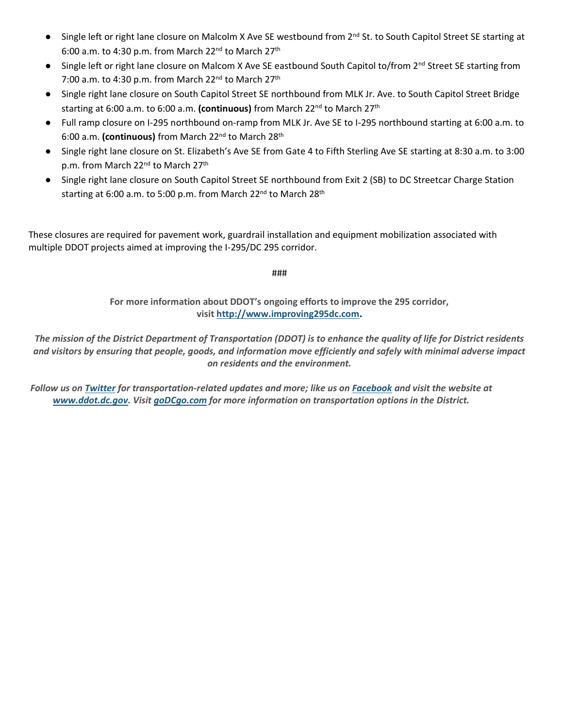- Single left or right lane closure on Malcolm X Ave SE westbound from 2nd St. to South Capitol Street SE starting at 6:00 a.m. to 4:30 p.m. from March 22nd to March 27th
- Single left or right lane closure on Malcom X Ave SE eastbound South Capitol to/from 2nd Street SE starting from 7:00 a.m. to 4:30 p.m. from March 22nd to March 27th
- Single right lane closure on South Capitol Street SE northbound from MLK Jr. Ave. to South Capitol Street Bridge starting at 6:00 a.m. to 6:00 a.m. **(continuous)** from March 22nd to March 27th
- Full ramp closure on I-295 northbound on-ramp from MLK Jr. Ave SE to I-295 northbound starting at 6:00 a.m. to 6:00 a.m. **(continuous)** from March 22nd to March 28th
- Single right lane closure on St. Elizabeth's Ave SE from Gate 4 to Fifth Sterling Ave SE starting at 8:30 a.m. to 3:00 p.m. from March 22nd to March 27th
- Single right lane closure on South Capitol Street SE northbound from Exit 2 (SB) to DC Streetcar Charge Station starting at 6:00 a.m. to 5:00 p.m. from March 22nd to March 28th

These closures are required for pavement work, guardrail installation and equipment mobilization associated with multiple DDOT projects aimed at improving the I-295/DC 295 corridor.

###

**For more information about DDOT's ongoing efforts to improve the 295 corridor, visit [http://www.improving295dc.com](http://www.improving295dc.com).**

***The mission of the District Department of Transportation (DDOT) is to enhance the quality of life for District residents and visitors by ensuring that people, goods, and information move efficiently and safely with minimal adverse impact on residents and the environment.***

***Follow us on [Twitter](Twitter) for transportation-related updates and more; like us on [Facebook](Facebook) and visit the website at [www.ddot.dc.gov](www.ddot.dc.gov). Visit [goDCgo.com](goDCgo.com) for more information on transportation options in the District.***